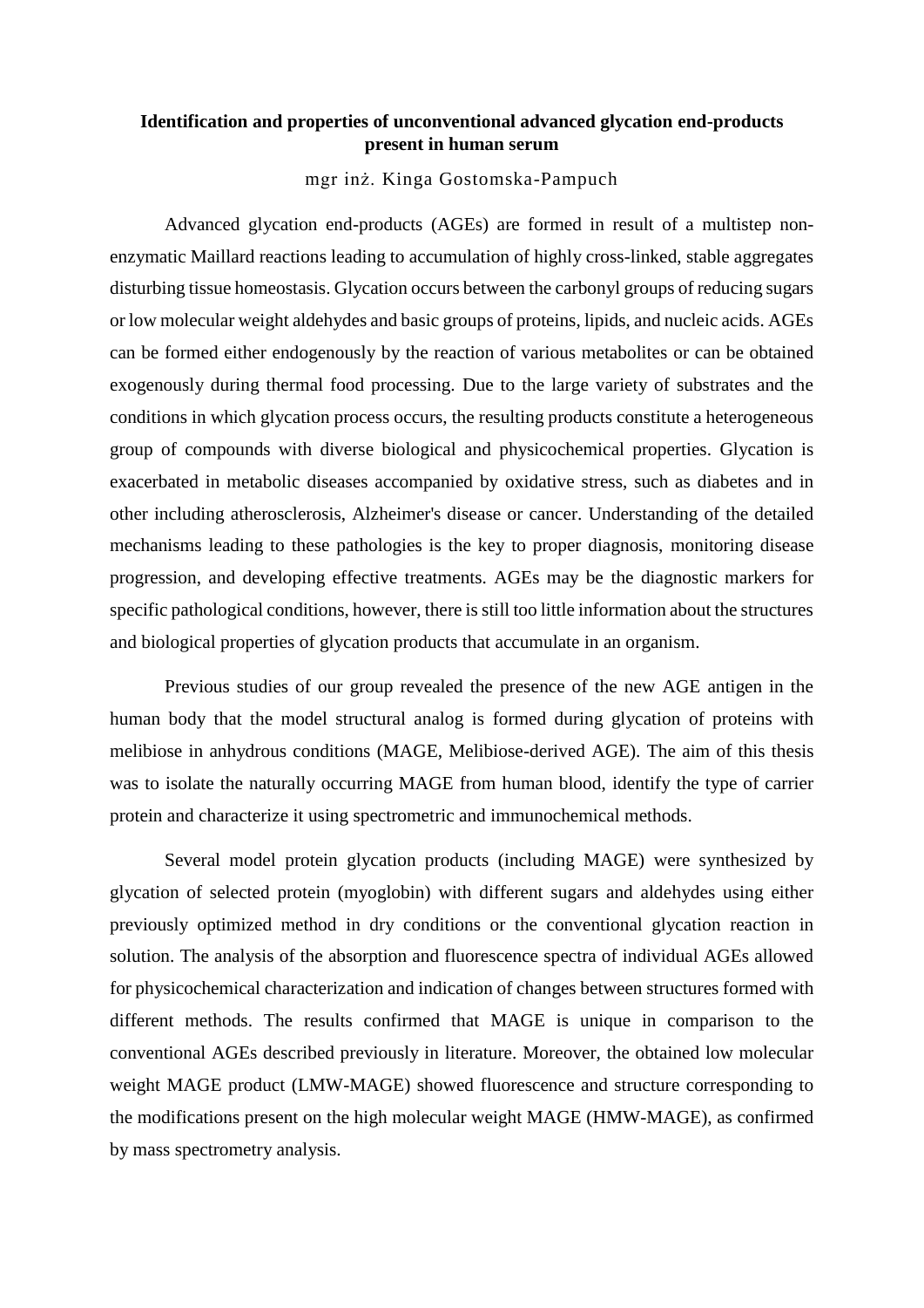# Identification and properties of unconventional advanced glycation end-products present in human serum

mgr inż. Kinga Gostomska-Pampuch

Advanced glycation end-products (AGEs) are formed in result of a multistep non-enzymatic Maillard reactions leading to accumulation of highly cross-linked, stable aggregates disturbing tissue homeostasis. Glycation occurs between the carbonyl groups of reducing sugars or low molecular weight aldehydes and basic groups of proteins, lipids, and nucleic acids. AGEs can be formed either endogenously by the reaction of various metabolites or can be obtained exogenously during thermal food processing. Due to the large variety of substrates and the conditions in which glycation process occurs, the resulting products constitute a heterogeneous group of compounds with diverse biological and physicochemical properties. Glycation is exacerbated in metabolic diseases accompanied by oxidative stress, such as diabetes and in other including atherosclerosis, Alzheimer's disease or cancer. Understanding of the detailed mechanisms leading to these pathologies is the key to proper diagnosis, monitoring disease progression, and developing effective treatments. AGEs may be the diagnostic markers for specific pathological conditions, however, there is still too little information about the structures and biological properties of glycation products that accumulate in an organism.

Previous studies of our group revealed the presence of the new AGE antigen in the human body that the model structural analog is formed during glycation of proteins with melibiose in anhydrous conditions (MAGE, Melibiose-derived AGE). The aim of this thesis was to isolate the naturally occurring MAGE from human blood, identify the type of carrier protein and characterize it using spectrometric and immunochemical methods.

Several model protein glycation products (including MAGE) were synthesized by glycation of selected protein (myoglobin) with different sugars and aldehydes using either previously optimized method in dry conditions or the conventional glycation reaction in solution. The analysis of the absorption and fluorescence spectra of individual AGEs allowed for physicochemical characterization and indication of changes between structures formed with different methods. The results confirmed that MAGE is unique in comparison to the conventional AGEs described previously in literature. Moreover, the obtained low molecular weight MAGE product (LMW-MAGE) showed fluorescence and structure corresponding to the modifications present on the high molecular weight MAGE (HMW-MAGE), as confirmed by mass spectrometry analysis.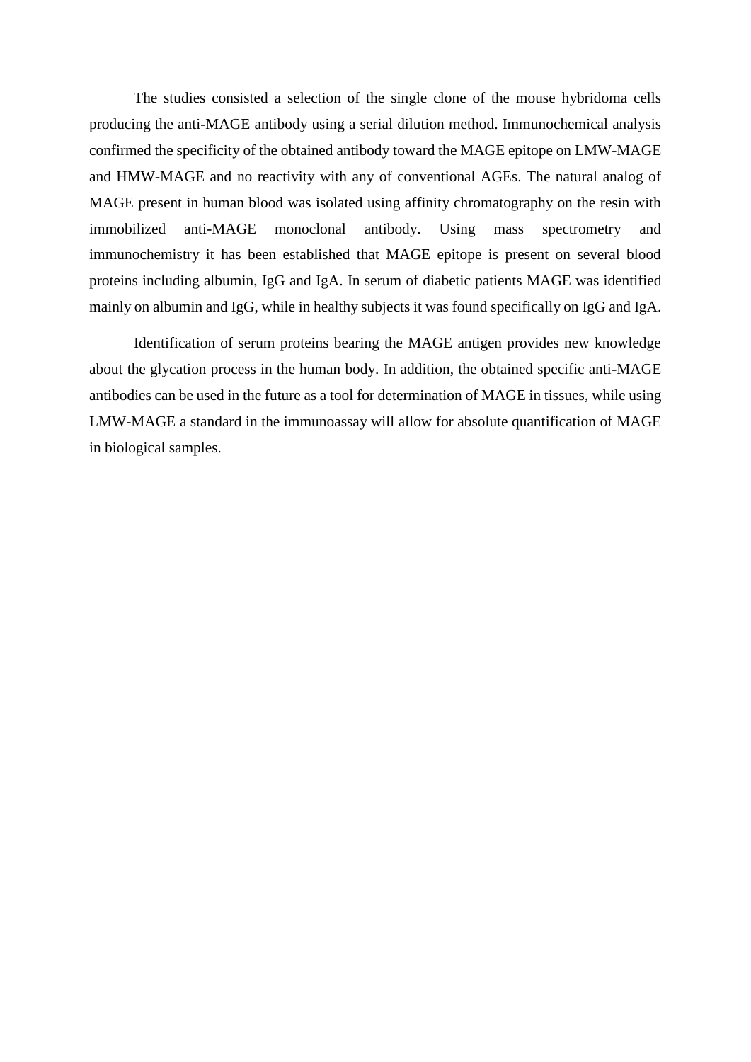The studies consisted a selection of the single clone of the mouse hybridoma cells producing the anti-MAGE antibody using a serial dilution method. Immunochemical analysis confirmed the specificity of the obtained antibody toward the MAGE epitope on LMW-MAGE and HMW-MAGE and no reactivity with any of conventional AGEs. The natural analog of MAGE present in human blood was isolated using affinity chromatography on the resin with immobilized anti-MAGE monoclonal antibody. Using mass spectrometry and immunochemistry it has been established that MAGE epitope is present on several blood proteins including albumin, IgG and IgA. In serum of diabetic patients MAGE was identified mainly on albumin and IgG, while in healthy subjects it was found specifically on IgG and IgA.

Identification of serum proteins bearing the MAGE antigen provides new knowledge about the glycation process in the human body. In addition, the obtained specific anti-MAGE antibodies can be used in the future as a tool for determination of MAGE in tissues, while using LMW-MAGE a standard in the immunoassay will allow for absolute quantification of MAGE in biological samples.